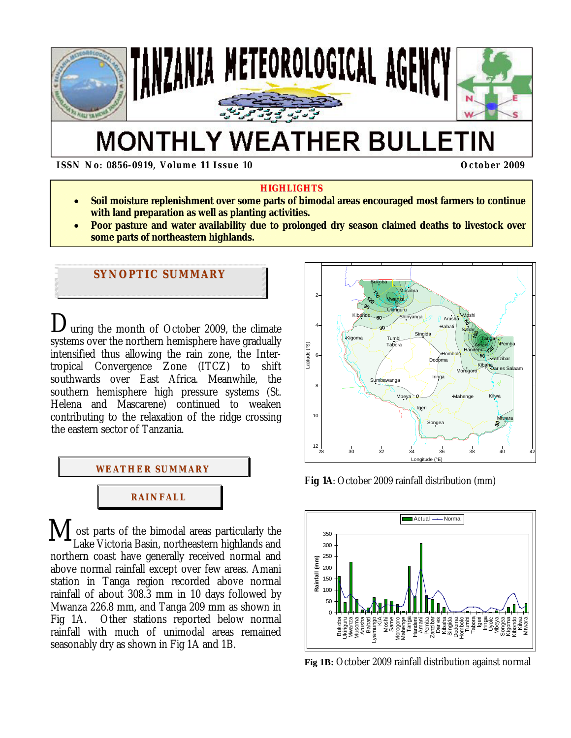# TANZANIA METEOROLOGICAL AGENCY

# MONTHLY WEATHER BULLETIN

**ISSN No: 0856-0919, Volume 11 Issue 10** **October 2009**

**HIGHLIGHTS**

- **Soil moisture replenishment over some parts of bimodal areas encouraged most farmers to continue with land preparation as well as planting activities.**
- **Poor pasture and water availability due to prolonged dry season claimed deaths to livestock over some parts of northeastern highlands.**

## SYNOPTIC SUMMARY

During the month of October 2009, the climate systems over the northern hemisphere have gradually intensified thus allowing the rain zone, the Inter-tropical Convergence Zone (ITCZ) to shift southwards over East Africa. Meanwhile, the southern hemisphere high pressure systems (St. Helena and Mascarene) continued to weaken contributing to the relaxation of the ridge crossing the eastern sector of Tanzania.

## WEATHER SUMMARY

### RAINFALL

Most parts of the bimodal areas particularly the Lake Victoria Basin, northeastern highlands and northern coast have generally received normal and above normal rainfall except over few areas. Amani station in Tanga region recorded above normal rainfall of about 308.3 mm in 10 days followed by Mwanza 226.8 mm, and Tanga 209 mm as shown in Fig 1A. Other stations reported below normal rainfall with much of unimodal areas remained seasonally dry as shown in Fig 1A and 1B.

**Fig 1A**: October 2009 rainfall distribution (mm)

**Fig 1B:** October 2009 rainfall distribution against normal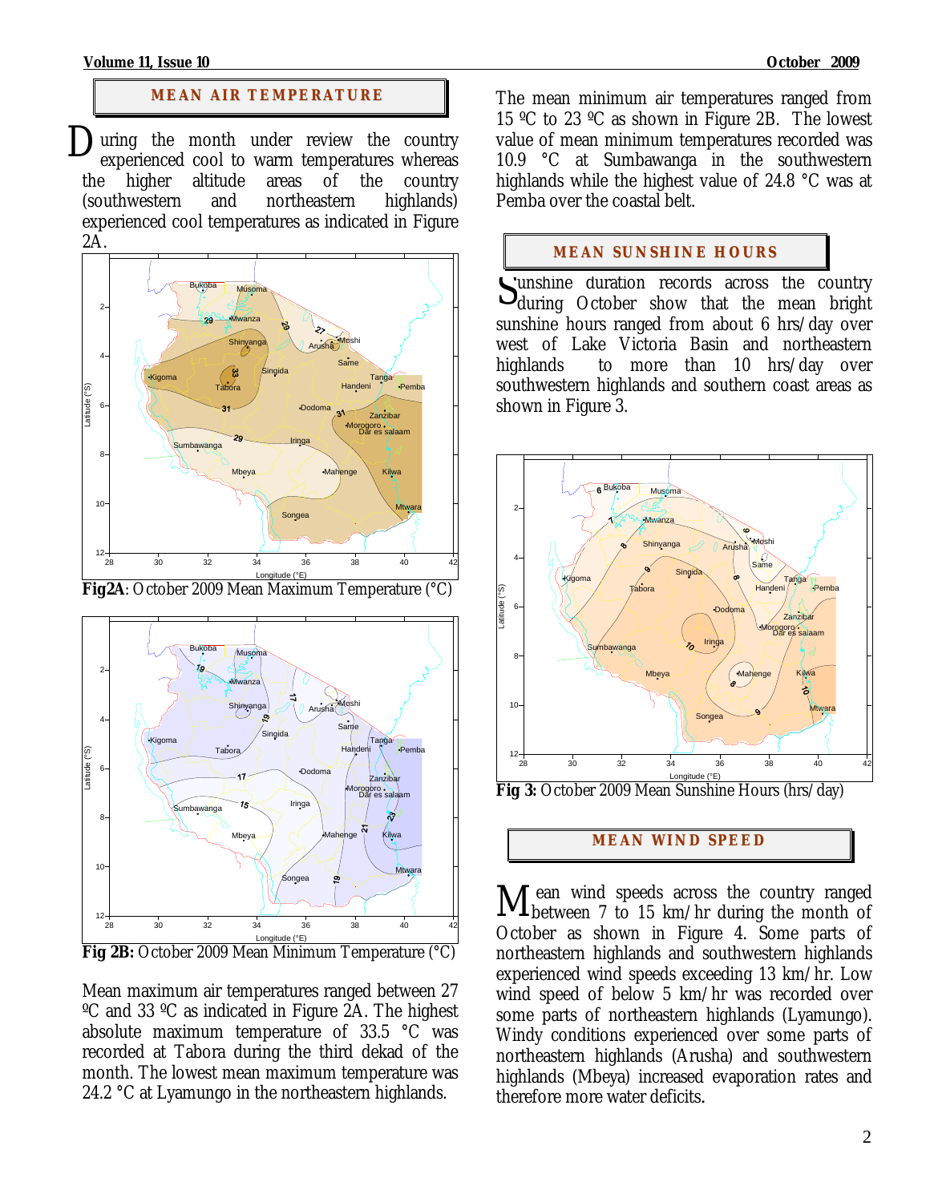## MEAN AIR TEMPERATURE

During the month under review the country experienced cool to warm temperatures whereas the higher altitude areas of the country (southwestern and northeastern highlands) experienced cool temperatures as indicated in Figure 2A.

**Fig2A**: October 2009 Mean Maximum Temperature (°C)

**Fig 2B:** October 2009 Mean Minimum Temperature (°C)

Mean maximum air temperatures ranged between 27 ºC and 33 ºC as indicated in Figure 2A. The highest absolute maximum temperature of 33.5 °C was recorded at Tabora during the third dekad of the month. The lowest mean maximum temperature was 24.2 °C at Lyamungo in the northeastern highlands.

The mean minimum air temperatures ranged from 15 ºC to 23 ºC as shown in Figure 2B. The lowest value of mean minimum temperatures recorded was 10.9 °C at Sumbawanga in the southwestern highlands while the highest value of 24.8 °C was at Pemba over the coastal belt.

## MEAN SUNSHINE HOURS

Sunshine duration records across the country during October show that the mean bright sunshine hours ranged from about 6 hrs/day over west of Lake Victoria Basin and northeastern highlands to more than 10 hrs/day over southwestern highlands and southern coast areas as shown in Figure 3.

**Fig 3:** October 2009 Mean Sunshine Hours (hrs/day)

## MEAN WIND SPEED

Mean wind speeds across the country ranged between 7 to 15 km/hr during the month of October as shown in Figure 4. Some parts of northeastern highlands and southwestern highlands experienced wind speeds exceeding 13 km/hr. Low wind speed of below 5 km/hr was recorded over some parts of northeastern highlands (Lyamungo). Windy conditions experienced over some parts of northeastern highlands (Arusha) and southwestern highlands (Mbeya) increased evaporation rates and therefore more water deficits.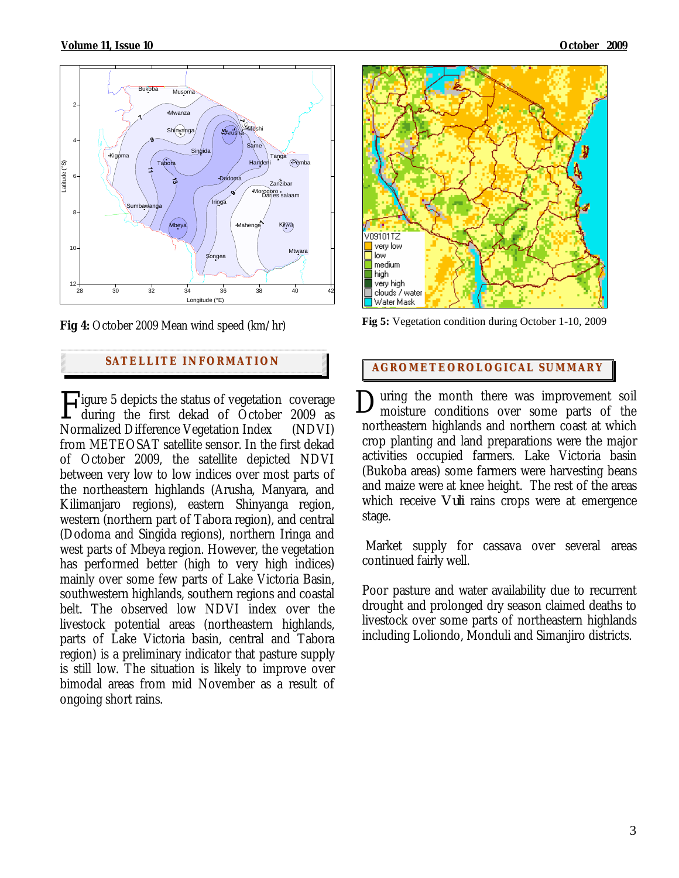Fig 4: October 2009 Mean wind speed (km/hr)

Fig 5: Vegetation condition during October 1-10, 2009

## SATELLITE INFORMATION

Figure 5 depicts the status of vegetation coverage during the first dekad of October 2009 as Normalized Difference Vegetation Index (NDVI) from METEOSAT satellite sensor. In the first dekad of October 2009, the satellite depicted NDVI between very low to low indices over most parts of the northeastern highlands (Arusha, Manyara, and Kilimanjaro regions), eastern Shinyanga region, western (northern part of Tabora region), and central (Dodoma and Singida regions), northern Iringa and west parts of Mbeya region. However, the vegetation has performed better (high to very high indices) mainly over some few parts of Lake Victoria Basin, southwestern highlands, southern regions and coastal belt. The observed low NDVI index over the livestock potential areas (northeastern highlands, parts of Lake Victoria basin, central and Tabora region) is a preliminary indicator that pasture supply is still low. The situation is likely to improve over bimodal areas from mid November as a result of ongoing short rains.

## AGROMETEOROLOGICAL SUMMARY

During the month there was improvement soil moisture conditions over some parts of the northeastern highlands and northern coast at which crop planting and land preparations were the major activities occupied farmers. Lake Victoria basin (Bukoba areas) some farmers were harvesting beans and maize were at knee height. The rest of the areas which receive *Vuli* rains crops were at emergence stage.

Market supply for cassava over several areas continued fairly well.

Poor pasture and water availability due to recurrent drought and prolonged dry season claimed deaths to livestock over some parts of northeastern highlands including Loliondo, Monduli and Simanjiro districts.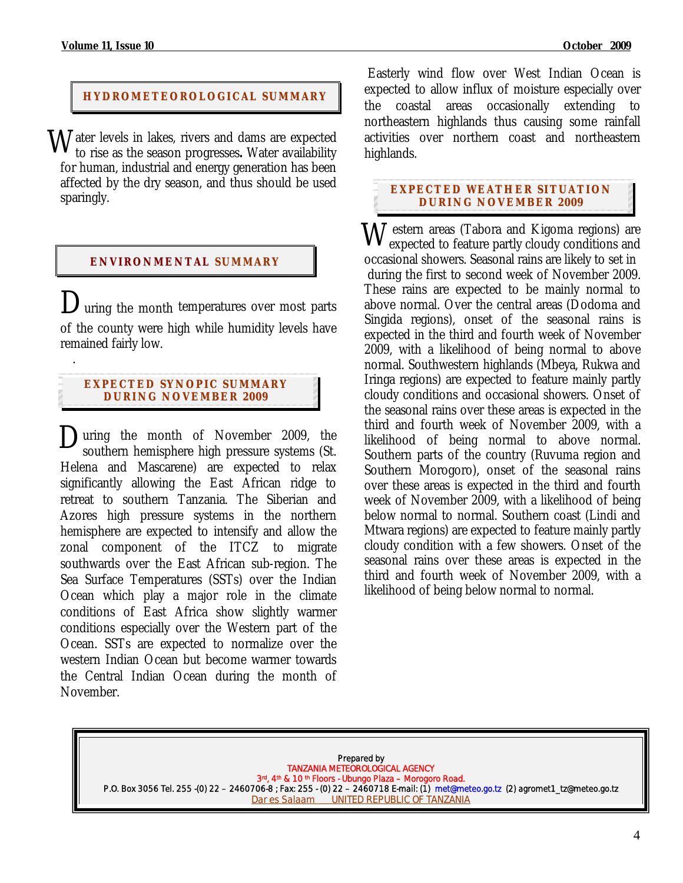## HYDROMETEOROLOGICAL SUMMARY

Water levels in lakes, rivers and dams are expected to rise as the season progresses**.** Water availability for human, industrial and energy generation has been affected by the dry season, and thus should be used sparingly.

## ENVIRONMENTAL SUMMARY

During the month temperatures over most parts of the county were high while humidity levels have remained fairly low.

.

## EXPECTED SYNOPIC SUMMARY DURING NOVEMBER 2009

During the month of November 2009, the southern hemisphere high pressure systems (St. Helena and Mascarene) are expected to relax significantly allowing the East African ridge to retreat to southern Tanzania. The Siberian and Azores high pressure systems in the northern hemisphere are expected to intensify and allow the zonal component of the ITCZ to migrate southwards over the East African sub-region. The Sea Surface Temperatures (SSTs) over the Indian Ocean which play a major role in the climate conditions of East Africa show slightly warmer conditions especially over the Western part of the Ocean. SSTs are expected to normalize over the western Indian Ocean but become warmer towards the Central Indian Ocean during the month of November.

Easterly wind flow over West Indian Ocean is expected to allow influx of moisture especially over the coastal areas occasionally extending to northeastern highlands thus causing some rainfall activities over northern coast and northeastern highlands.

## EXPECTED WEATHER SITUATION DURING NOVEMBER 2009

Western areas (Tabora and Kigoma regions) are expected to feature partly cloudy conditions and occasional showers. Seasonal rains are likely to set in during the first to second week of November 2009. These rains are expected to be mainly normal to above normal. Over the central areas (Dodoma and Singida regions), onset of the seasonal rains is expected in the third and fourth week of November 2009, with a likelihood of being normal to above normal. Southwestern highlands (Mbeya, Rukwa and Iringa regions) are expected to feature mainly partly cloudy conditions and occasional showers. Onset of the seasonal rains over these areas is expected in the third and fourth week of November 2009, with a likelihood of being normal to above normal. Southern parts of the country (Ruvuma region and Southern Morogoro), onset of the seasonal rains over these areas is expected in the third and fourth week of November 2009, with a likelihood of being below normal to normal. Southern coast (Lindi and Mtwara regions) are expected to feature mainly partly cloudy condition with a few showers. Onset of the seasonal rains over these areas is expected in the third and fourth week of November 2009, with a likelihood of being below normal to normal.

Prepared by
TANZANIA METEOROLOGICAL AGENCY
3rd, 4th & 10 th Floors - Ubungo Plaza – Morogoro Road.
P.O. Box 3056 Tel. 255 -(0) 22 – 2460706-8 ; Fax: 255 - (0) 22 – 2460718 E-mail: (1) met@meteo.go.tz (2) agromet1_tz@meteo.go.tz
Dar es Salaam UNITED REPUBLIC OF TANZANIA